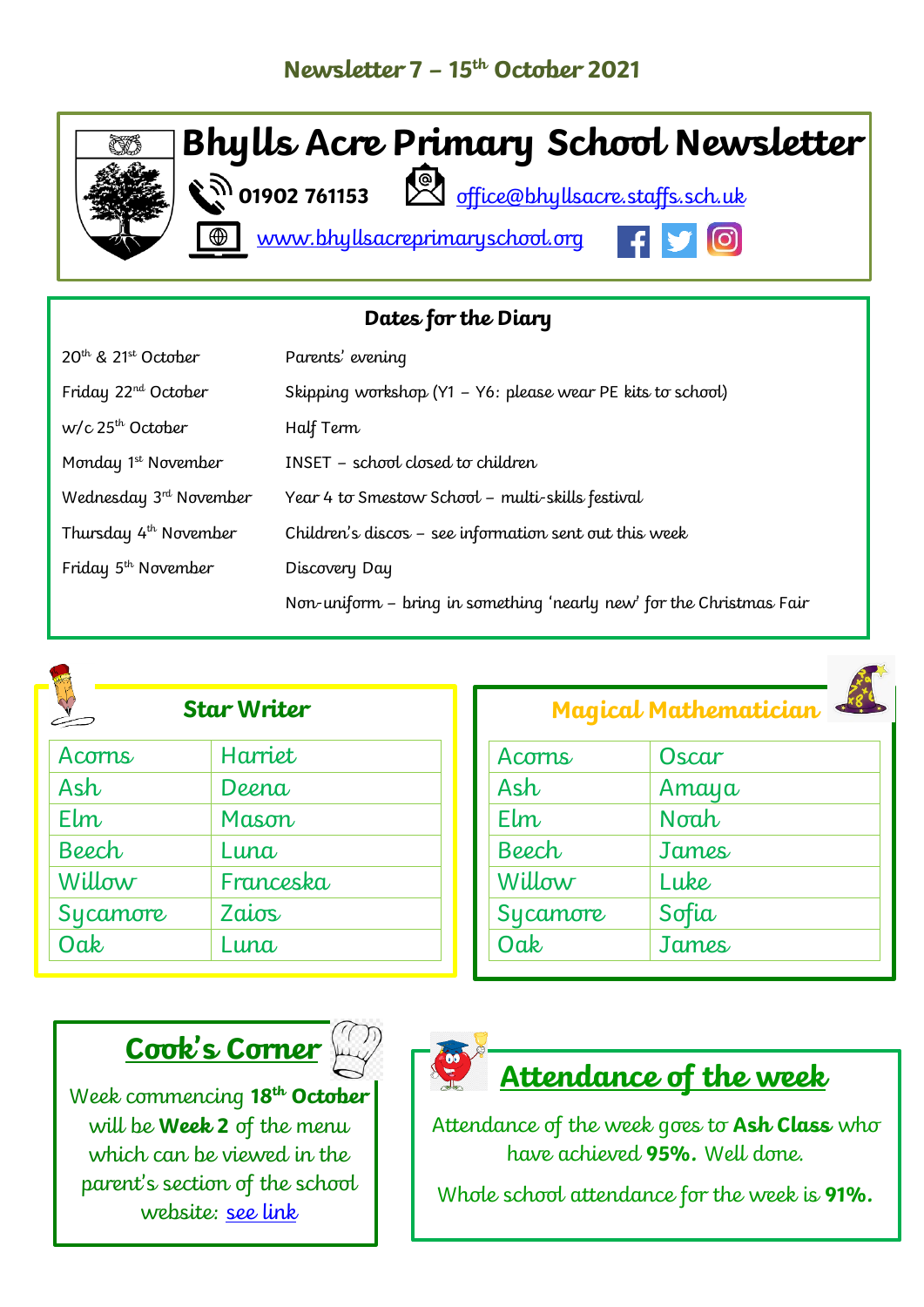## Newsletter 7 – 15th October 2021

# Bhylls Acre Primary School Newsletter

01902 761153 office@bhyllsacre.staffs.sch.uk

www.bhyllsacreprimaryschool.org

### Dates for the Diary

| | |
|---|---|
| 20th & 21st October | Parents' evening |
| Friday 22nd October | Skipping workshop (Y1 – Y6: please wear PE kits to school) |
| w/c 25th October | Half Term |
| Monday 1st November | INSET – school closed to children |
| Wednesday 3rd November | Year 4 to Smestow School – multi-skills festival |
| Thursday 4th November | Children's discos – see information sent out this week |
| Friday 5th November | Discovery Day |
| | Non-uniform – bring in something 'nearly new' for the Christmas Fair |

### Star Writer

| | |
|---|---|
| Acorns | Harriet |
| Ash | Deena |
| Elm | Mason |
| Beech | Luna |
| Willow | Franceska |
| Sycamore | Zaios |
| Oak | Luna |

### Magical Mathematician

| | |
|---|---|
| Acorns | Oscar |
| Ash | Amaya |
| Elm | Noah |
| Beech | James |
| Willow | Luke |
| Sycamore | Sofia |
| Oak | James |

### Cook's Corner

Week commencing **18th October** will be **Week 2** of the menu which can be viewed in the parent's section of the school website: see link

### Attendance of the week

Attendance of the week goes to **Ash Class** who have achieved **95%.** Well done.

Whole school attendance for the week is **91%.**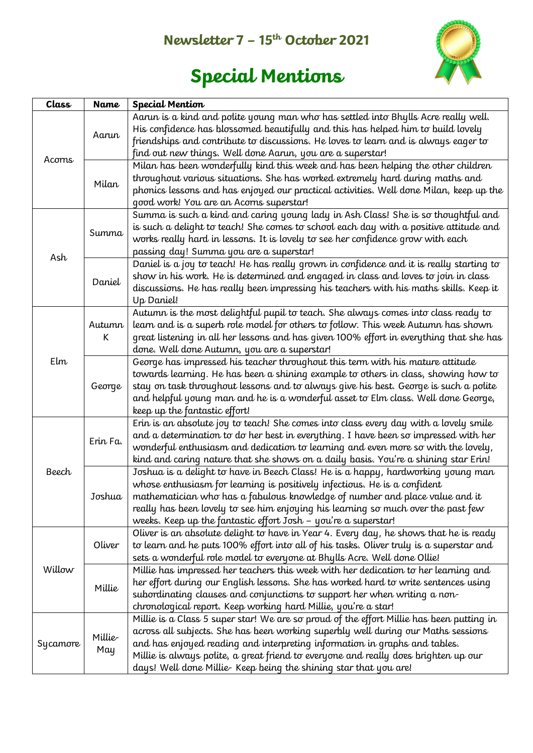## Newsletter 7 – 15th October 2021

# Special Mentions

| Class | Name | Special Mention |
|---|---|---|
| Acorns | Aarun | Aarun is a kind and polite young man who has settled into Bhylls Acre really well. His confidence has blossomed beautifully and this has helped him to build lovely friendships and contribute to discussions. He loves to learn and is always eager to find out new things. Well done Aarun, you are a superstar! |
| | Milan | Milan has been wonderfully kind this week and has been helping the other children throughout various situations. She has worked extremely hard during maths and phonics lessons and has enjoyed our practical activities. Well done Milan, keep up the good work! You are an Acorns superstar! |
| Ash | Summa | Summa is such a kind and caring young lady in Ash Class! She is so thoughtful and is such a delight to teach! She comes to school each day with a positive attitude and works really hard in lessons. It is lovely to see her confidence grow with each passing day! Summa you are a superstar! |
| | Daniel | Daniel is a joy to teach! He has really grown in confidence and it is really starting to show in his work. He is determined and engaged in class and loves to join in class discussions. He has really been impressing his teachers with his maths skills. Keep it Up Daniel! |
| Elm | Autumn K | Autumn is the most delightful pupil to teach. She always comes into class ready to learn and is a superb role model for others to follow. This week Autumn has shown great listening in all her lessons and has given 100% effort in everything that she has done. Well done Autumn, you are a superstar! |
| | George | George has impressed his teacher throughout this term with his mature attitude towards learning. He has been a shining example to others in class, showing how to stay on task throughout lessons and to always give his best. George is such a polite and helpful young man and he is a wonderful asset to Elm class. Well done George, keep up the fantastic effort! |
| Beech | Erin Fa. | Erin is an absolute joy to teach! She comes into class every day with a lovely smile and a determination to do her best in everything. I have been so impressed with her wonderful enthusiasm and dedication to learning and even more so with the lovely, kind and caring nature that she shows on a daily basis. You're a shining star Erin! |
| | Joshua | Joshua is a delight to have in Beech Class! He is a happy, hardworking young man whose enthusiasm for learning is positively infectious. He is a confident mathematician who has a fabulous knowledge of number and place value and it really has been lovely to see him enjoying his learning so much over the past few weeks. Keep up the fantastic effort Josh – you're a superstar! |
| Willow | Oliver | Oliver is an absolute delight to have in Year 4. Every day, he shows that he is ready to learn and he puts 100% effort into all of his tasks. Oliver truly is a superstar and sets a wonderful role model to everyone at Bhylls Acre. Well done Ollie! |
| | Millie | Millie has impressed her teachers this week with her dedication to her learning and her effort during our English lessons. She has worked hard to write sentences using subordinating clauses and conjunctions to support her when writing a non-chronological report. Keep working hard Millie, you're a star! |
| Sycamore | Millie-May | Millie is a Class 5 super star! We are so proud of the effort Millie has been putting in across all subjects. She has been working superbly well during our Maths sessions and has enjoyed reading and interpreting information in graphs and tables. Millie is always polite, a great friend to everyone and really does brighten up our days! Well done Millie- Keep being the shining star that you are! |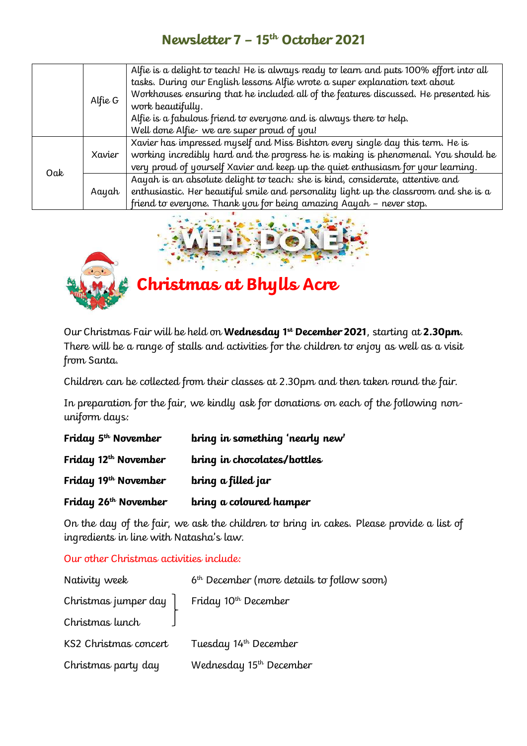# Newsletter 7 – 15th October 2021

| | | |
|---|---|---|
| | Alfie G | Alfie is a delight to teach! He is always ready to learn and puts 100% effort into all tasks. During our English lessons Alfie wrote a super explanation text about Workhouses ensuring that he included all of the features discussed. He presented his work beautifully.<br>Alfie is a fabulous friend to everyone and is always there to help.<br>Well done Alfie- we are super proud of you! |
| Oak | Xavier | Xavier has impressed myself and Miss Bishton every single day this term. He is working incredibly hard and the progress he is making is phenomenal. You should be very proud of yourself Xavier and keep up the quiet enthusiasm for your learning. |
| | Aayah | Aayah is an absolute delight to teach: she is kind, considerate, attentive and enthusiastic. Her beautiful smile and personality light up the classroom and she is a friend to everyone. Thank you for being amazing Aayah – never stop. |

WELL DONE!

## Christmas at Bhylls Acre

Our Christmas Fair will be held on **Wednesday 1st December 2021**, starting at **2.30pm**. There will be a range of stalls and activities for the children to enjoy as well as a visit from Santa.

Children can be collected from their classes at 2.30pm and then taken round the fair.

In preparation for the fair, we kindly ask for donations on each of the following non-uniform days:

| | |
|---|---|
| **Friday 5th November** | **bring in something 'nearly new'** |
| **Friday 12th November** | **bring in chocolates/bottles** |
| **Friday 19th November** | **bring a filled jar** |
| **Friday 26th November** | **bring a coloured hamper** |

On the day of the fair, we ask the children to bring in cakes. Please provide a list of ingredients in line with Natasha's law.

Our other Christmas activities include:

| | |
|---|---|
| Nativity week | 6th December (more details to follow soon) |
| Christmas jumper day<br>Christmas lunch | Friday 10th December |
| KS2 Christmas concert | Tuesday 14th December |
| Christmas party day | Wednesday 15th December |